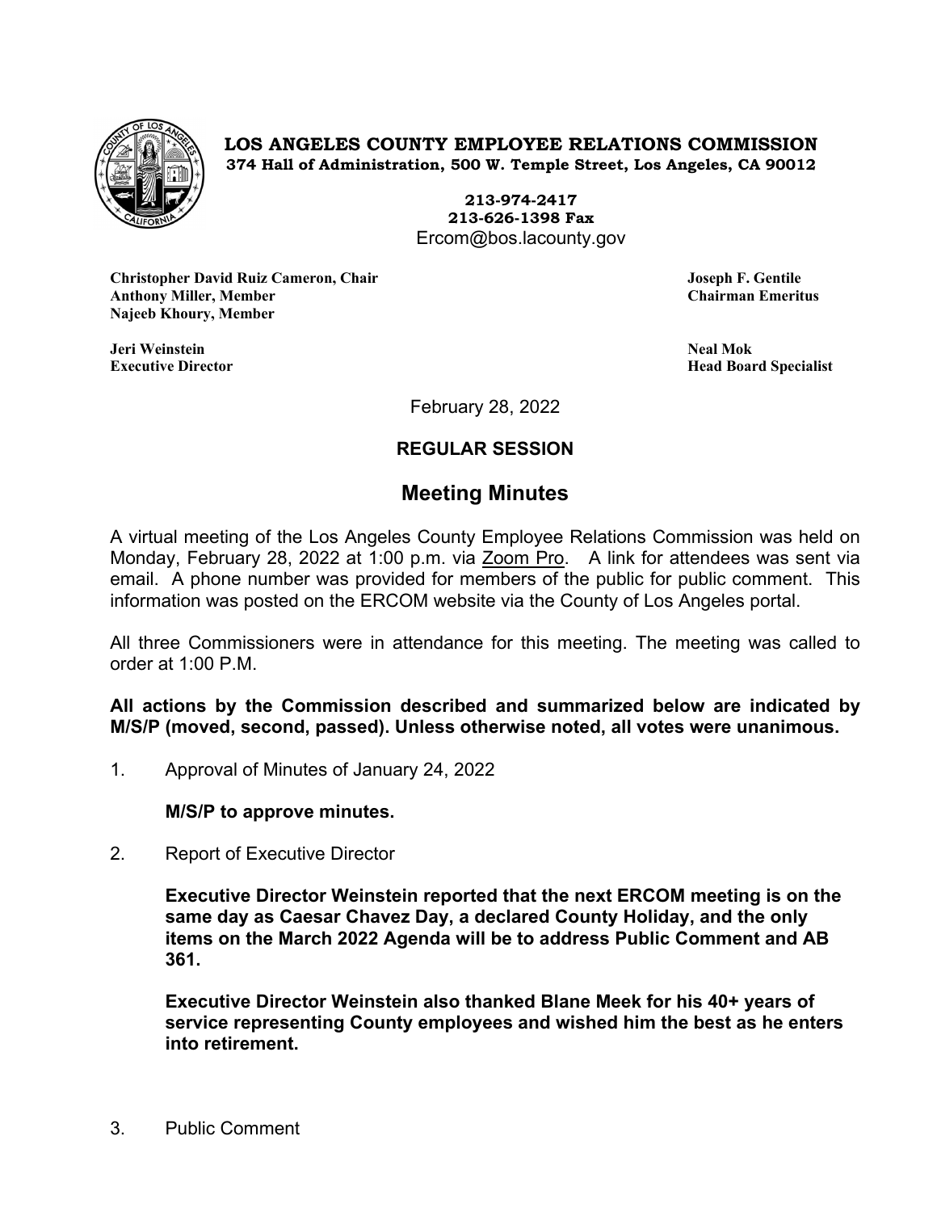**LOS ANGELES COUNTY EMPLOYEE RELATIONS COMMISSION**
**374 Hall of Administration, 500 W. Temple Street, Los Angeles, CA 90012**

**213-974-2417**
**213-626-1398 Fax**
Ercom@bos.lacounty.gov

**Christopher David Ruiz Cameron, Chair**
**Anthony Miller, Member**
**Najeeb Khoury, Member**

**Joseph F. Gentile**
**Chairman Emeritus**

**Jeri Weinstein**
**Executive Director**

**Neal Mok**
**Head Board Specialist**

February 28, 2022

**REGULAR SESSION**

## Meeting Minutes

A virtual meeting of the Los Angeles County Employee Relations Commission was held on Monday, February 28, 2022 at 1:00 p.m. via Zoom Pro. A link for attendees was sent via email. A phone number was provided for members of the public for public comment. This information was posted on the ERCOM website via the County of Los Angeles portal.

All three Commissioners were in attendance for this meeting. The meeting was called to order at 1:00 P.M.

**All actions by the Commission described and summarized below are indicated by M/S/P (moved, second, passed). Unless otherwise noted, all votes were unanimous.**

1. Approval of Minutes of January 24, 2022

   **M/S/P to approve minutes.**

2. Report of Executive Director

   **Executive Director Weinstein reported that the next ERCOM meeting is on the same day as Caesar Chavez Day, a declared County Holiday, and the only items on the March 2022 Agenda will be to address Public Comment and AB 361.**

   **Executive Director Weinstein also thanked Blane Meek for his 40+ years of service representing County employees and wished him the best as he enters into retirement.**

3. Public Comment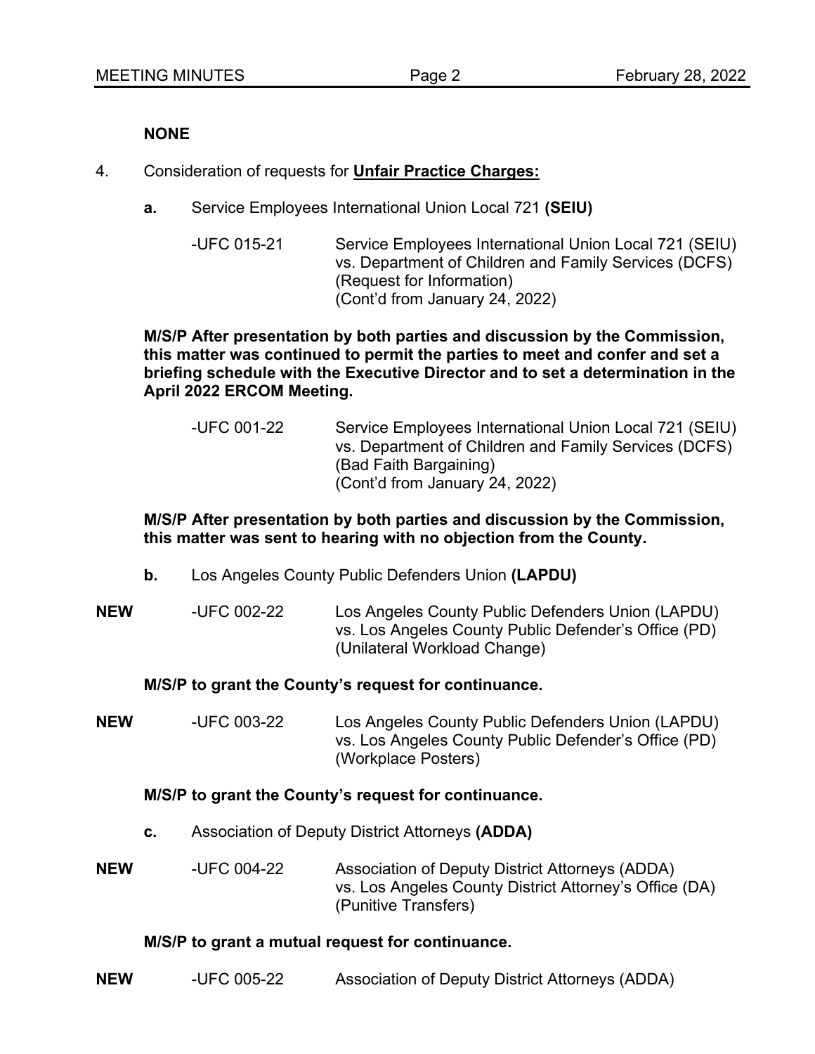**NONE**

4. Consideration of requests for **Unfair Practice Charges:**

   **a.** Service Employees International Union Local 721 **(SEIU)**

   -UFC 015-21 Service Employees International Union Local 721 (SEIU) vs. Department of Children and Family Services (DCFS) (Request for Information) (Cont'd from January 24, 2022)

   **M/S/P After presentation by both parties and discussion by the Commission, this matter was continued to permit the parties to meet and confer and set a briefing schedule with the Executive Director and to set a determination in the April 2022 ERCOM Meeting.**

   -UFC 001-22 Service Employees International Union Local 721 (SEIU) vs. Department of Children and Family Services (DCFS) (Bad Faith Bargaining) (Cont'd from January 24, 2022)

   **M/S/P After presentation by both parties and discussion by the Commission, this matter was sent to hearing with no objection from the County.**

   **b.** Los Angeles County Public Defenders Union **(LAPDU)**

**NEW** -UFC 002-22 Los Angeles County Public Defenders Union (LAPDU) vs. Los Angeles County Public Defender's Office (PD) (Unilateral Workload Change)

   **M/S/P to grant the County's request for continuance.**

**NEW** -UFC 003-22 Los Angeles County Public Defenders Union (LAPDU) vs. Los Angeles County Public Defender's Office (PD) (Workplace Posters)

   **M/S/P to grant the County's request for continuance.**

   **c.** Association of Deputy District Attorneys **(ADDA)**

**NEW** -UFC 004-22 Association of Deputy District Attorneys (ADDA) vs. Los Angeles County District Attorney's Office (DA) (Punitive Transfers)

   **M/S/P to grant a mutual request for continuance.**

**NEW** -UFC 005-22 Association of Deputy District Attorneys (ADDA)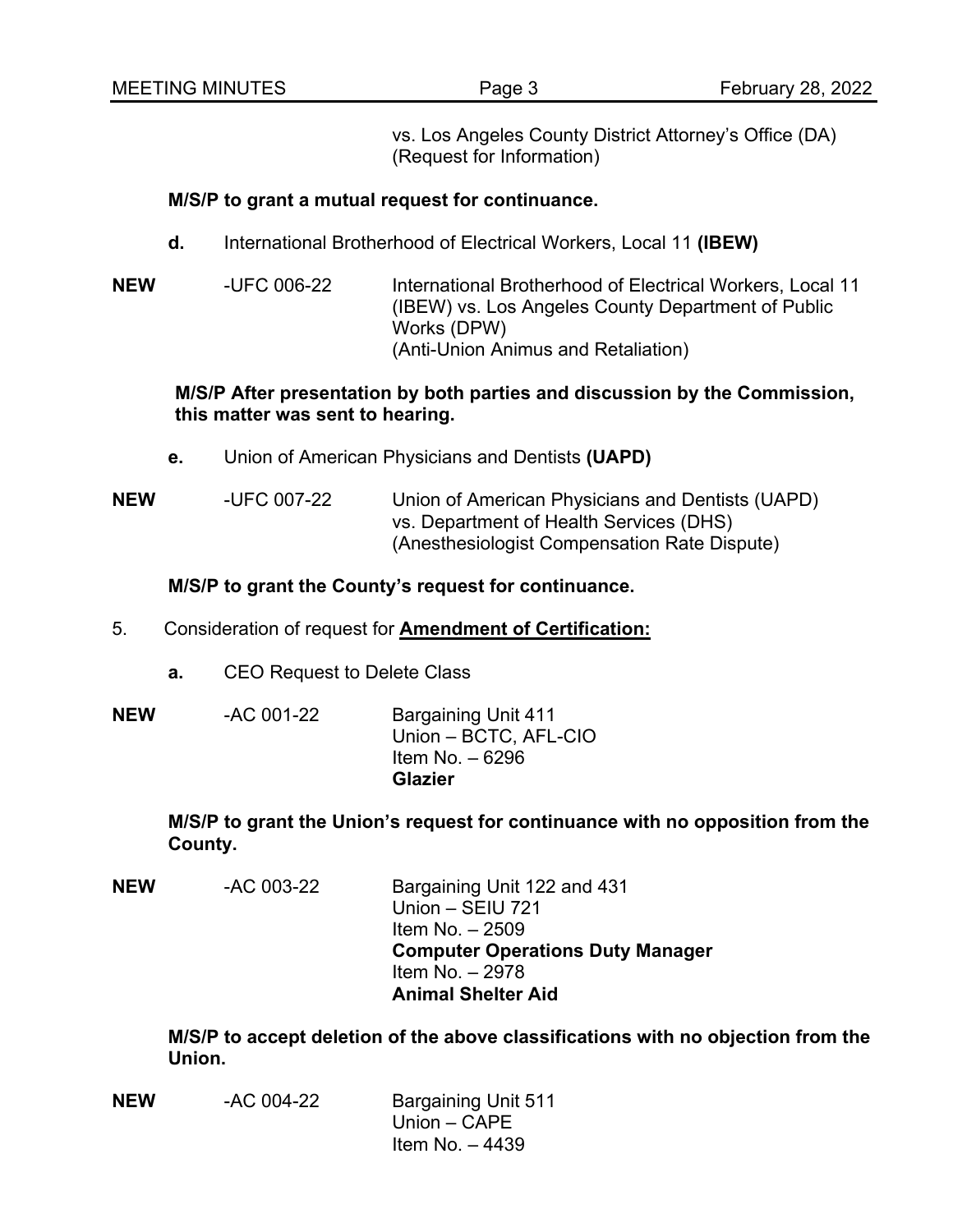vs. Los Angeles County District Attorney's Office (DA)
(Request for Information)

**M/S/P to grant a mutual request for continuance.**

**d.** International Brotherhood of Electrical Workers, Local 11 **(IBEW)**

**NEW** -UFC 006-22 International Brotherhood of Electrical Workers, Local 11 (IBEW) vs. Los Angeles County Department of Public Works (DPW)
(Anti-Union Animus and Retaliation)

**M/S/P After presentation by both parties and discussion by the Commission, this matter was sent to hearing.**

**e.** Union of American Physicians and Dentists **(UAPD)**

**NEW** -UFC 007-22 Union of American Physicians and Dentists (UAPD) vs. Department of Health Services (DHS)
(Anesthesiologist Compensation Rate Dispute)

**M/S/P to grant the County's request for continuance.**

5. Consideration of request for **Amendment of Certification:**

**a.** CEO Request to Delete Class

**NEW** -AC 001-22 Bargaining Unit 411
Union – BCTC, AFL-CIO
Item No. – 6296
**Glazier**

**M/S/P to grant the Union's request for continuance with no opposition from the County.**

**NEW** -AC 003-22 Bargaining Unit 122 and 431
Union – SEIU 721
Item No. – 2509
**Computer Operations Duty Manager**
Item No. – 2978
**Animal Shelter Aid**

**M/S/P to accept deletion of the above classifications with no objection from the Union.**

**NEW** -AC 004-22 Bargaining Unit 511
Union – CAPE
Item No. – 4439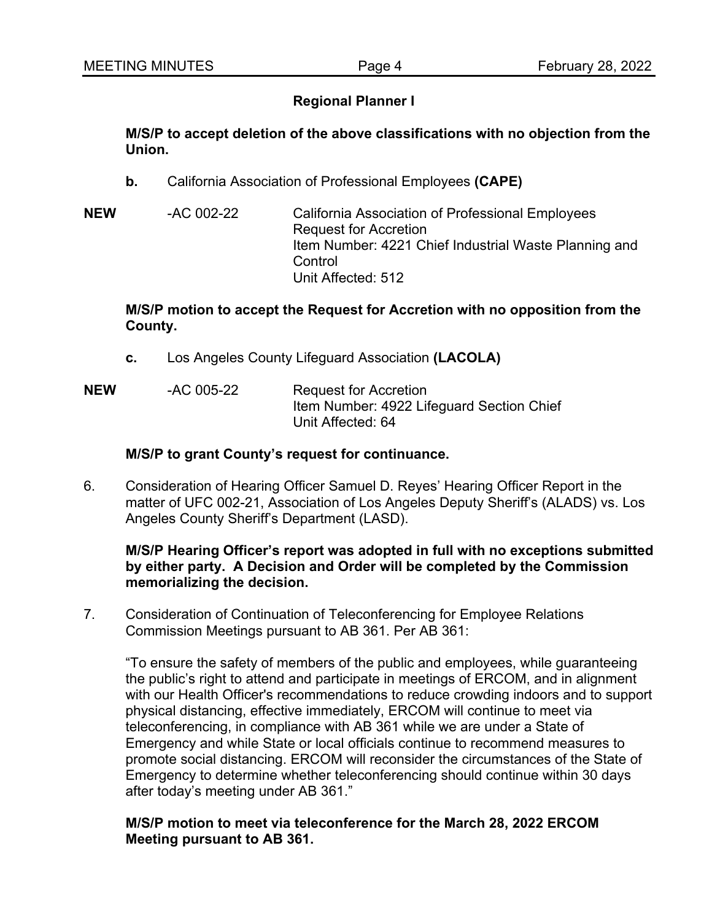**Regional Planner I**

**M/S/P to accept deletion of the above classifications with no objection from the Union.**

**b.** California Association of Professional Employees **(CAPE)**

**NEW** -AC 002-22 California Association of Professional Employees
Request for Accretion
Item Number: 4221 Chief Industrial Waste Planning and Control
Unit Affected: 512

**M/S/P motion to accept the Request for Accretion with no opposition from the County.**

**c.** Los Angeles County Lifeguard Association **(LACOLA)**

**NEW** -AC 005-22 Request for Accretion
Item Number: 4922 Lifeguard Section Chief
Unit Affected: 64

**M/S/P to grant County's request for continuance.**

6. Consideration of Hearing Officer Samuel D. Reyes' Hearing Officer Report in the matter of UFC 002-21, Association of Los Angeles Deputy Sheriff's (ALADS) vs. Los Angeles County Sheriff's Department (LASD).

   **M/S/P Hearing Officer's report was adopted in full with no exceptions submitted by either party. A Decision and Order will be completed by the Commission memorializing the decision.**

7. Consideration of Continuation of Teleconferencing for Employee Relations Commission Meetings pursuant to AB 361. Per AB 361:

   "To ensure the safety of members of the public and employees, while guaranteeing the public's right to attend and participate in meetings of ERCOM, and in alignment with our Health Officer's recommendations to reduce crowding indoors and to support physical distancing, effective immediately, ERCOM will continue to meet via teleconferencing, in compliance with AB 361 while we are under a State of Emergency and while State or local officials continue to recommend measures to promote social distancing. ERCOM will reconsider the circumstances of the State of Emergency to determine whether teleconferencing should continue within 30 days after today's meeting under AB 361."

   **M/S/P motion to meet via teleconference for the March 28, 2022 ERCOM Meeting pursuant to AB 361.**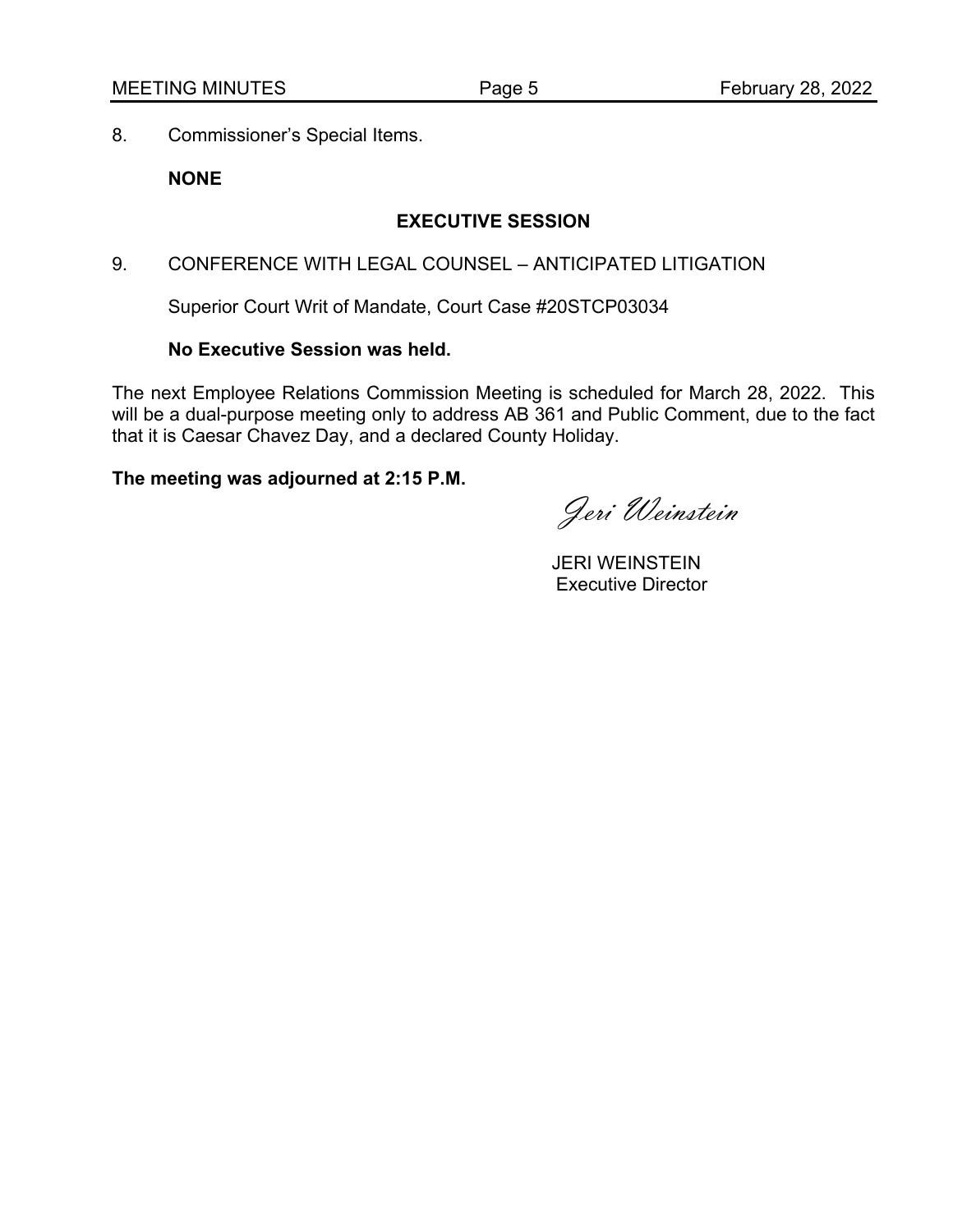8. Commissioner's Special Items.

   **NONE**

**EXECUTIVE SESSION**

9. CONFERENCE WITH LEGAL COUNSEL – ANTICIPATED LITIGATION

   Superior Court Writ of Mandate, Court Case #20STCP03034

   **No Executive Session was held.**

The next Employee Relations Commission Meeting is scheduled for March 28, 2022. This will be a dual-purpose meeting only to address AB 361 and Public Comment, due to the fact that it is Caesar Chavez Day, and a declared County Holiday.

**The meeting was adjourned at 2:15 P.M.**

*Jeri Weinstein*

JERI WEINSTEIN
Executive Director